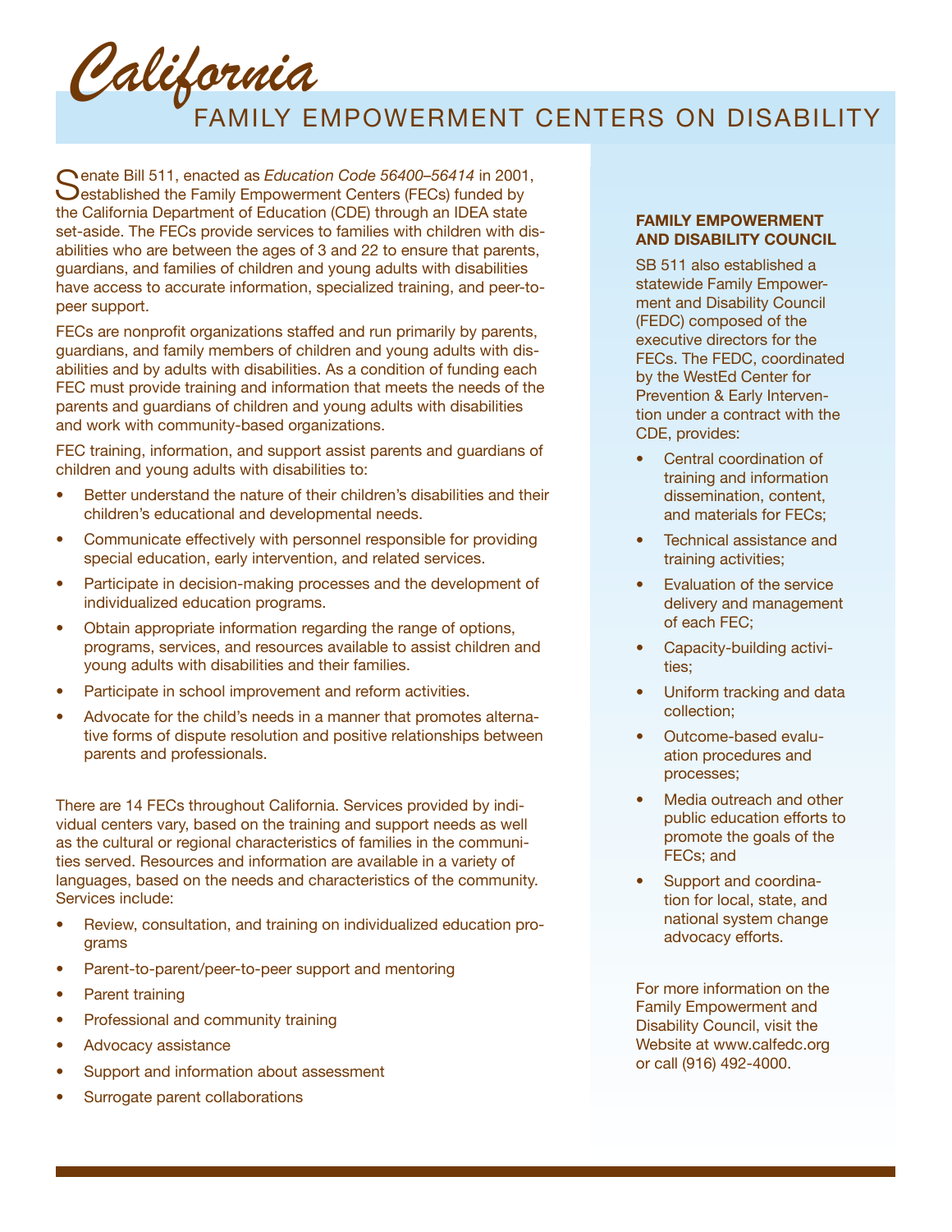# California Family Empowerment Centers on Disability

Senate Bill 511, enacted as *Education Code 56400–56414* in 2001, established the Family Empowerment Centers (FECs) funded by the California Department of Education (CDE) through an IDEA state set-aside. The FECs provide services to families with children with disabilities who are between the ages of 3 and 22 to ensure that parents, guardians, and families of children and young adults with disabilities have access to accurate information, specialized training, and peer-to-peer support.

FECs are nonprofit organizations staffed and run primarily by parents, guardians, and family members of children and young adults with disabilities and by adults with disabilities. As a condition of funding each FEC must provide training and information that meets the needs of the parents and guardians of children and young adults with disabilities and work with community-based organizations.

FEC training, information, and support assist parents and guardians of children and young adults with disabilities to:

- Better understand the nature of their children's disabilities and their children's educational and developmental needs.
- Communicate effectively with personnel responsible for providing special education, early intervention, and related services.
- Participate in decision-making processes and the development of individualized education programs.
- Obtain appropriate information regarding the range of options, programs, services, and resources available to assist children and young adults with disabilities and their families.
- Participate in school improvement and reform activities.
- Advocate for the child's needs in a manner that promotes alternative forms of dispute resolution and positive relationships between parents and professionals.

There are 14 FECs throughout California. Services provided by individual centers vary, based on the training and support needs as well as the cultural or regional characteristics of families in the communities served. Resources and information are available in a variety of languages, based on the needs and characteristics of the community. Services include:

- Review, consultation, and training on individualized education programs
- Parent-to-parent/peer-to-peer support and mentoring
- Parent training
- Professional and community training
- Advocacy assistance
- Support and information about assessment
- Surrogate parent collaborations

## FAMILY EMPOWERMENT AND DISABILITY COUNCIL

SB 511 also established a statewide Family Empowerment and Disability Council (FEDC) composed of the executive directors for the FECs. The FEDC, coordinated by the WestEd Center for Prevention & Early Intervention under a contract with the CDE, provides:

- Central coordination of training and information dissemination, content, and materials for FECs;
- Technical assistance and training activities;
- Evaluation of the service delivery and management of each FEC;
- Capacity-building activities;
- Uniform tracking and data collection;
- Outcome-based evaluation procedures and processes;
- Media outreach and other public education efforts to promote the goals of the FECs; and
- Support and coordination for local, state, and national system change advocacy efforts.

For more information on the Family Empowerment and Disability Council, visit the Website at www.calfedc.org or call (916) 492-4000.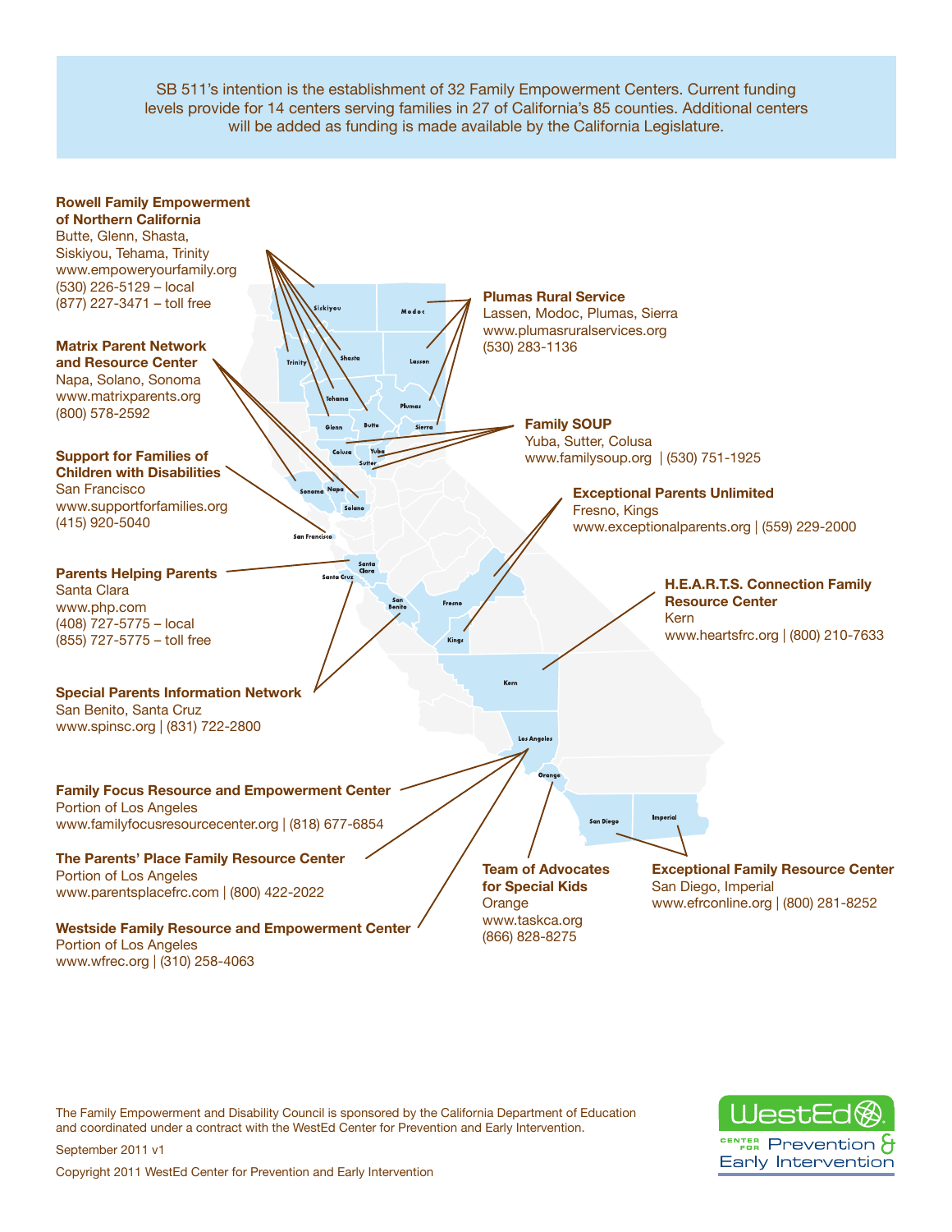SB 511's intention is the establishment of 32 Family Empowerment Centers. Current funding levels provide for 14 centers serving families in 27 of California's 85 counties. Additional centers will be added as funding is made available by the California Legislature.

**Rowell Family Empowerment of Northern California**
Butte, Glenn, Shasta, Siskiyou, Tehama, Trinity
www.empoweryourfamily.org
(530) 226-5129 – local
(877) 227-3471 – toll free

**Matrix Parent Network and Resource Center**
Napa, Solano, Sonoma
www.matrixparents.org
(800) 578-2592

**Support for Families of Children with Disabilities**
San Francisco
www.supportforfamilies.org
(415) 920-5040

**Parents Helping Parents**
Santa Clara
www.php.com
(408) 727-5775 – local
(855) 727-5775 – toll free

**Special Parents Information Network**
San Benito, Santa Cruz
www.spinsc.org | (831) 722-2800

**Family Focus Resource and Empowerment Center**
Portion of Los Angeles
www.familyfocusresourcecenter.org | (818) 677-6854

**The Parents' Place Family Resource Center**
Portion of Los Angeles
www.parentsplacefrc.com | (800) 422-2022

**Westside Family Resource and Empowerment Center**
Portion of Los Angeles
www.wfrec.org | (310) 258-4063

**Plumas Rural Service**
Lassen, Modoc, Plumas, Sierra
www.plumasruralservices.org
(530) 283-1136

**Family SOUP**
Yuba, Sutter, Colusa
www.familysoup.org | (530) 751-1925

**Exceptional Parents Unlimited**
Fresno, Kings
www.exceptionalparents.org | (559) 229-2000

**H.E.A.R.T.S. Connection Family Resource Center**
Kern
www.heartsfrc.org | (800) 210-7633

**Team of Advocates for Special Kids**
Orange
www.taskca.org
(866) 828-8275

**Exceptional Family Resource Center**
San Diego, Imperial
www.efrconline.org | (800) 281-8252

The Family Empowerment and Disability Council is sponsored by the California Department of Education and coordinated under a contract with the WestEd Center for Prevention and Early Intervention.

September 2011 v1

Copyright 2011 WestEd Center for Prevention and Early Intervention